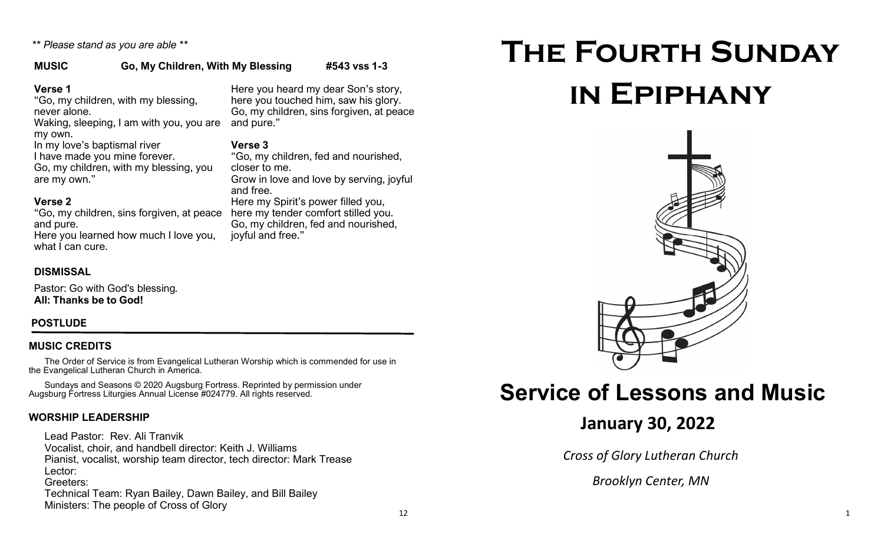*\*\* Please stand as you are able \*\**

**MUSIC** **Go, My Children, With My Blessing** **#543 vss 1-3**

**Verse 1**
"Go, my children, with my blessing, never alone.
Waking, sleeping, I am with you, you are my own.
In my love's baptismal river
I have made you mine forever.
Go, my children, with my blessing, you are my own."

**Verse 2**
"Go, my children, sins forgiven, at peace and pure.
Here you learned how much I love you, what I can cure.
Here you heard my dear Son's story,
here you touched him, saw his glory.
Go, my children, sins forgiven, at peace and pure."

**Verse 3**
"Go, my children, fed and nourished, closer to me.
Grow in love and love by serving, joyful and free.
Here my Spirit's power filled you,
here my tender comfort stilled you.
Go, my children, fed and nourished, joyful and free."

**DISMISSAL**

Pastor: Go with God's blessing.
**All: Thanks be to God!**

**POSTLUDE**

---

**MUSIC CREDITS**

The Order of Service is from Evangelical Lutheran Worship which is commended for use in the Evangelical Lutheran Church in America.

Sundays and Seasons © 2020 Augsburg Fortress. Reprinted by permission under Augsburg Fortress Liturgies Annual License #024779. All rights reserved.

**WORSHIP LEADERSHIP**

Lead Pastor: Rev. Ali Tranvik
Vocalist, choir, and handbell director: Keith J. Williams
Pianist, vocalist, worship team director, tech director: Mark Trease
Lector:
Greeters:
Technical Team: Ryan Bailey, Dawn Bailey, and Bill Bailey
Ministers: The people of Cross of Glory

# The Fourth Sunday in Epiphany

## Service of Lessons and Music

**January 30, 2022**

*Cross of Glory Lutheran Church*

*Brooklyn Center, MN*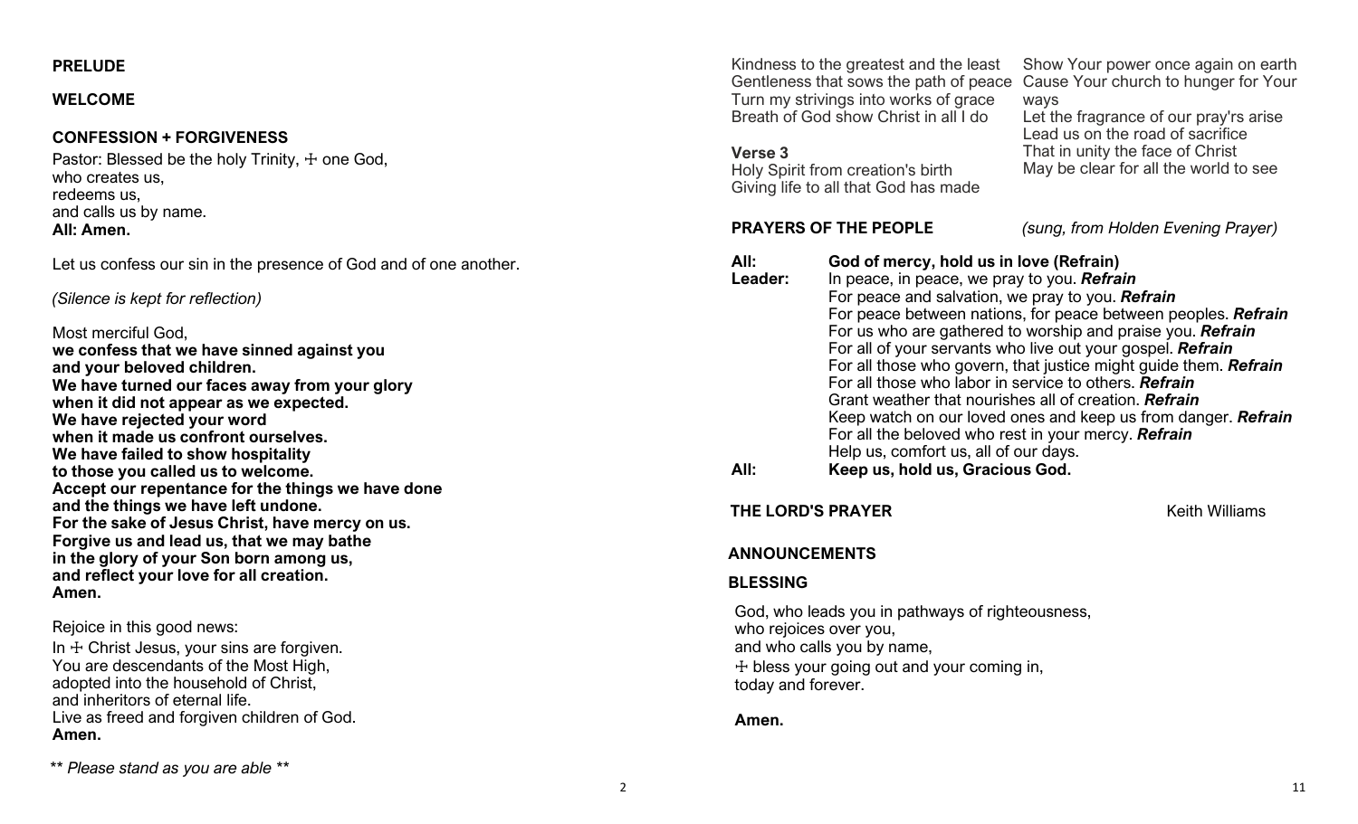**PRELUDE**

**WELCOME**

**CONFESSION + FORGIVENESS**

Pastor: Blessed be the holy Trinity, ☩ one God,
who creates us,
redeems us,
and calls us by name.
**All: Amen.**

Let us confess our sin in the presence of God and of one another.

*(Silence is kept for reflection)*

Most merciful God,
**we confess that we have sinned against you**
**and your beloved children.**
**We have turned our faces away from your glory**
**when it did not appear as we expected.**
**We have rejected your word**
**when it made us confront ourselves.**
**We have failed to show hospitality**
**to those you called us to welcome.**
**Accept our repentance for the things we have done**
**and the things we have left undone.**
**For the sake of Jesus Christ, have mercy on us.**
**Forgive us and lead us, that we may bathe**
**in the glory of your Son born among us,**
**and reflect your love for all creation.**
**Amen.**

Rejoice in this good news:
In ☩ Christ Jesus, your sins are forgiven.
You are descendants of the Most High,
adopted into the household of Christ,
and inheritors of eternal life.
Live as freed and forgiven children of God.
**Amen.**

*** Please stand as you are able ***

Kindness to the greatest and the least
Gentleness that sows the path of peace
Turn my strivings into works of grace
Breath of God show Christ in all I do

**Verse 3**
Holy Spirit from creation's birth
Giving life to all that God has made
Show Your power once again on earth
Cause Your church to hunger for Your ways
Let the fragrance of our pray'rs arise
Lead us on the road of sacrifice
That in unity the face of Christ
May be clear for all the world to see

**PRAYERS OF THE PEOPLE** *(sung, from Holden Evening Prayer)*

**All:** **God of mercy, hold us in love (Refrain)**
**Leader:** In peace, in peace, we pray to you. ***Refrain***
For peace and salvation, we pray to you. ***Refrain***
For peace between nations, for peace between peoples. ***Refrain***
For us who are gathered to worship and praise you. ***Refrain***
For all of your servants who live out your gospel. ***Refrain***
For all those who govern, that justice might guide them. ***Refrain***
For all those who labor in service to others. ***Refrain***
Grant weather that nourishes all of creation. ***Refrain***
Keep watch on our loved ones and keep us from danger. ***Refrain***
For all the beloved who rest in your mercy. ***Refrain***
Help us, comfort us, all of our days.
**All:** **Keep us, hold us, Gracious God.**

**THE LORD'S PRAYER** Keith Williams

**ANNOUNCEMENTS**

**BLESSING**

God, who leads you in pathways of righteousness,
who rejoices over you,
and who calls you by name,
☩ bless your going out and your coming in,
today and forever.

**Amen.**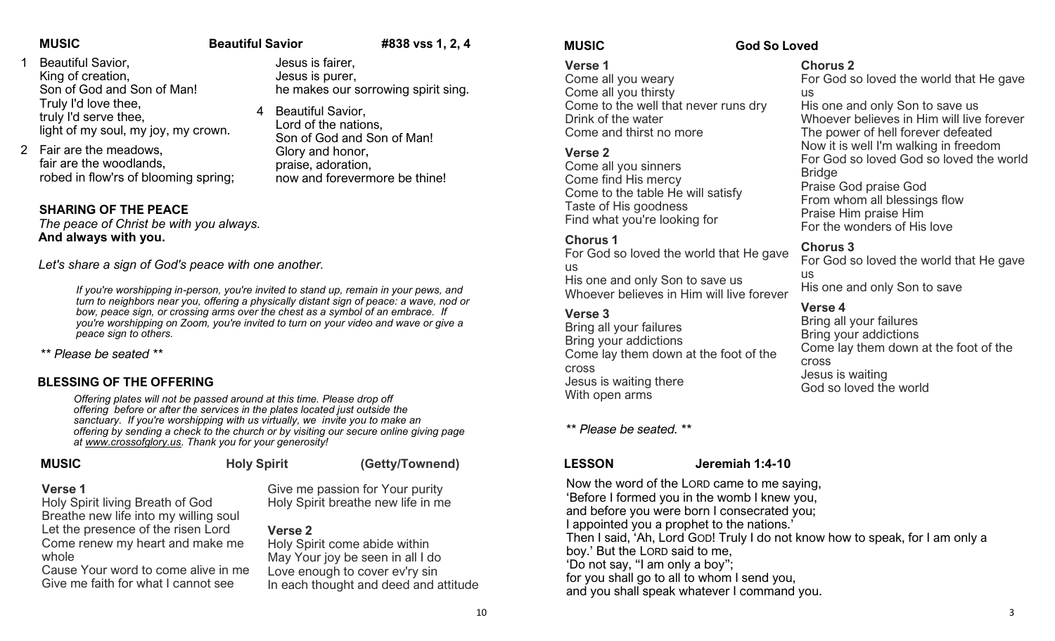**MUSIC** **Beautiful Savior** **#838 vss 1, 2, 4**

1 Beautiful Savior,
King of creation,
Son of God and Son of Man!
Truly I'd love thee,
truly I'd serve thee,
light of my soul, my joy, my crown.

2 Fair are the meadows,
fair are the woodlands,
robed in flow'rs of blooming spring;
Jesus is fairer,
Jesus is purer,
he makes our sorrowing spirit sing.

4 Beautiful Savior,
Lord of the nations,
Son of God and Son of Man!
Glory and honor,
praise, adoration,
now and forevermore be thine!

## SHARING OF THE PEACE

*The peace of Christ be with you always.*
**And always with you.**

*Let's share a sign of God's peace with one another.*

*If you're worshipping in-person, you're invited to stand up, remain in your pews, and turn to neighbors near you, offering a physically distant sign of peace: a wave, nod or bow, peace sign, or crossing arms over the chest as a symbol of an embrace. If you're worshipping on Zoom, you're invited to turn on your video and wave or give a peace sign to others.*

*** Please be seated ***

## BLESSING OF THE OFFERING

*Offering plates will not be passed around at this time. Please drop off offering before or after the services in the plates located just outside the sanctuary. If you're worshipping with us virtually, we invite you to make an offering by sending a check to the church or by visiting our secure online giving page at www.crossofglory.us. Thank you for your generosity!*

**MUSIC** **Holy Spirit** **(Getty/Townend)**

**Verse 1**
Holy Spirit living Breath of God
Breathe new life into my willing soul
Let the presence of the risen Lord
Come renew my heart and make me whole
Cause Your word to come alive in me
Give me faith for what I cannot see
Give me passion for Your purity
Holy Spirit breathe new life in me

**Verse 2**
Holy Spirit come abide within
May Your joy be seen in all I do
Love enough to cover ev'ry sin
In each thought and deed and attitude

**MUSIC** **God So Loved**

**Verse 1**
Come all you weary
Come all you thirsty
Come to the well that never runs dry
Drink of the water
Come and thirst no more

**Verse 2**
Come all you sinners
Come find His mercy
Come to the table He will satisfy
Taste of His goodness
Find what you're looking for

**Chorus 1**
For God so loved the world that He gave us
His one and only Son to save us
Whoever believes in Him will live forever

**Verse 3**
Bring all your failures
Bring your addictions
Come lay them down at the foot of the cross
Jesus is waiting there
With open arms

**Chorus 2**
For God so loved the world that He gave us
His one and only Son to save us
Whoever believes in Him will live forever
The power of hell forever defeated
Now it is well I'm walking in freedom
For God so loved God so loved the world

**Bridge**
Praise God praise God
From whom all blessings flow
Praise Him praise Him
For the wonders of His love

**Chorus 3**
For God so loved the world that He gave us
His one and only Son to save

**Verse 4**
Bring all your failures
Bring your addictions
Come lay them down at the foot of the cross
Jesus is waiting
God so loved the world

*** Please be seated. ***

**LESSON** **Jeremiah 1:4-10**

Now the word of the LORD came to me saying,
'Before I formed you in the womb I knew you,
and before you were born I consecrated you;
I appointed you a prophet to the nations.'
Then I said, 'Ah, Lord GOD! Truly I do not know how to speak, for I am only a boy.' But the LORD said to me,
'Do not say, "I am only a boy";
for you shall go to all to whom I send you,
and you shall speak whatever I command you.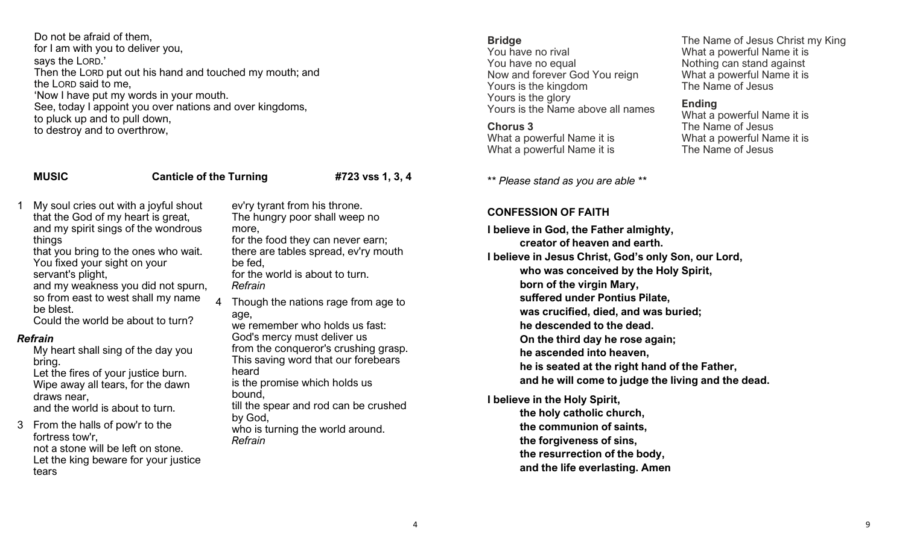Do not be afraid of them,
for I am with you to deliver you,
says the LORD.'
Then the LORD put out his hand and touched my mouth; and the LORD said to me,
'Now I have put my words in your mouth.
See, today I appoint you over nations and over kingdoms,
to pluck up and to pull down,
to destroy and to overthrow,

**MUSIC** **Canticle of the Turning** **#723 vss 1, 3, 4**

1 My soul cries out with a joyful shout that the God of my heart is great, and my spirit sings of the wondrous things
that you bring to the ones who wait.
You fixed your sight on your servant's plight,
and my weakness you did not spurn,
so from east to west shall my name be blest.
Could the world be about to turn?

***Refrain***
My heart shall sing of the day you bring.
Let the fires of your justice burn.
Wipe away all tears, for the dawn draws near,
and the world is about to turn.

3 From the halls of pow'r to the fortress tow'r,
not a stone will be left on stone.
Let the king beware for your justice tears
ev'ry tyrant from his throne.
The hungry poor shall weep no more,
for the food they can never earn;
there are tables spread, ev'ry mouth be fed,
for the world is about to turn.
*Refrain*

4 Though the nations rage from age to age,
we remember who holds us fast:
God's mercy must deliver us
from the conqueror's crushing grasp.
This saving word that our forebears heard
is the promise which holds us bound,
till the spear and rod can be crushed by God,
who is turning the world around.
*Refrain*

**Bridge**
You have no rival
You have no equal
Now and forever God You reign
Yours is the kingdom
Yours is the glory
Yours is the Name above all names

**Chorus 3**
What a powerful Name it is
What a powerful Name it is
The Name of Jesus Christ my King
What a powerful Name it is
Nothing can stand against
What a powerful Name it is
The Name of Jesus

**Ending**
What a powerful Name it is
The Name of Jesus
What a powerful Name it is
The Name of Jesus

*\*\* Please stand as you are able \*\**

**CONFESSION OF FAITH**

**I believe in God, the Father almighty,**
**creator of heaven and earth.**
**I believe in Jesus Christ, God's only Son, our Lord,**
**who was conceived by the Holy Spirit,**
**born of the virgin Mary,**
**suffered under Pontius Pilate,**
**was crucified, died, and was buried;**
**he descended to the dead.**
**On the third day he rose again;**
**he ascended into heaven,**
**he is seated at the right hand of the Father,**
**and he will come to judge the living and the dead.**

**I believe in the Holy Spirit,**
**the holy catholic church,**
**the communion of saints,**
**the forgiveness of sins,**
**the resurrection of the body,**
**and the life everlasting. Amen**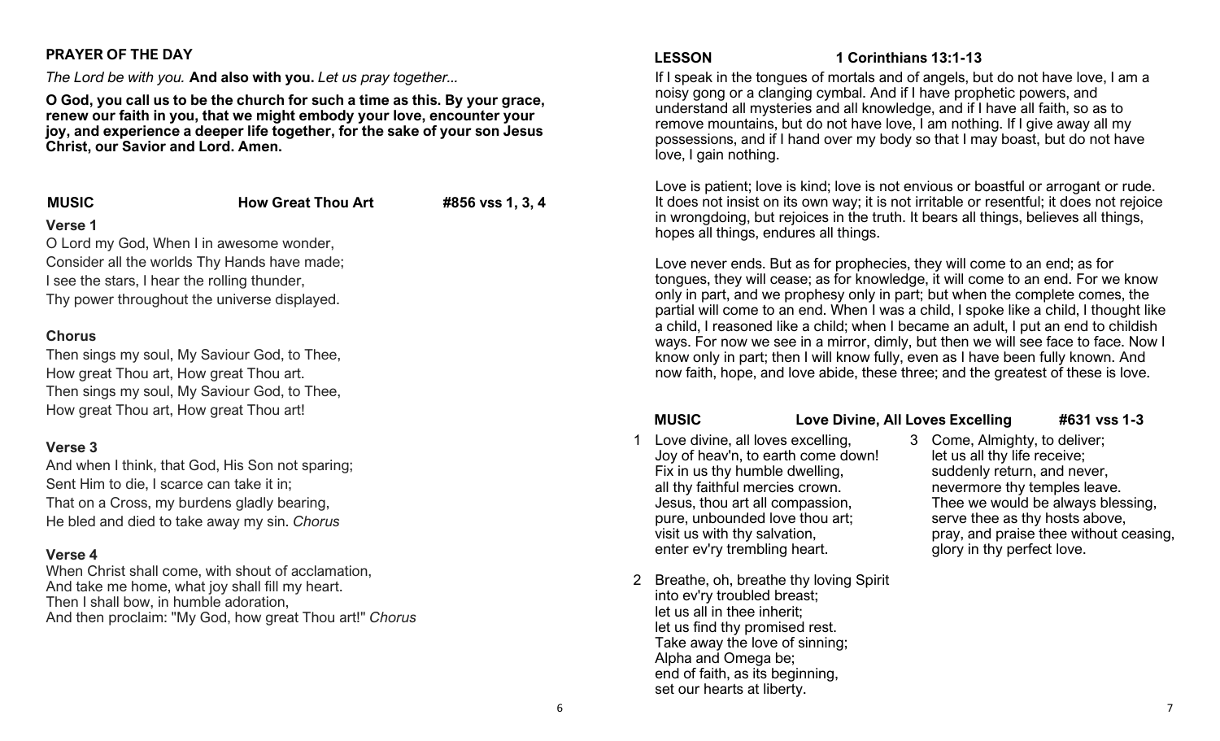## PRAYER OF THE DAY

*The Lord be with you.* **And also with you.** *Let us pray together...*

**O God, you call us to be the church for such a time as this. By your grace, renew our faith in you, that we might embody your love, encounter your joy, and experience a deeper life together, for the sake of your son Jesus Christ, our Savior and Lord. Amen.**

## MUSIC — How Great Thou Art — #856 vss 1, 3, 4

**Verse 1**

O Lord my God, When I in awesome wonder,
Consider all the worlds Thy Hands have made;
I see the stars, I hear the rolling thunder,
Thy power throughout the universe displayed.

**Chorus**

Then sings my soul, My Saviour God, to Thee,
How great Thou art, How great Thou art.
Then sings my soul, My Saviour God, to Thee,
How great Thou art, How great Thou art!

**Verse 3**

And when I think, that God, His Son not sparing;
Sent Him to die, I scarce can take it in;
That on a Cross, my burdens gladly bearing,
He bled and died to take away my sin. *Chorus*

**Verse 4**

When Christ shall come, with shout of acclamation,
And take me home, what joy shall fill my heart.
Then I shall bow, in humble adoration,
And then proclaim: "My God, how great Thou art!" *Chorus*

## LESSON — 1 Corinthians 13:1-13

If I speak in the tongues of mortals and of angels, but do not have love, I am a noisy gong or a clanging cymbal. And if I have prophetic powers, and understand all mysteries and all knowledge, and if I have all faith, so as to remove mountains, but do not have love, I am nothing. If I give away all my possessions, and if I hand over my body so that I may boast, but do not have love, I gain nothing.

Love is patient; love is kind; love is not envious or boastful or arrogant or rude. It does not insist on its own way; it is not irritable or resentful; it does not rejoice in wrongdoing, but rejoices in the truth. It bears all things, believes all things, hopes all things, endures all things.

Love never ends. But as for prophecies, they will come to an end; as for tongues, they will cease; as for knowledge, it will come to an end. For we know only in part, and we prophesy only in part; but when the complete comes, the partial will come to an end. When I was a child, I spoke like a child, I thought like a child, I reasoned like a child; when I became an adult, I put an end to childish ways. For now we see in a mirror, dimly, but then we will see face to face. Now I know only in part; then I will know fully, even as I have been fully known. And now faith, hope, and love abide, these three; and the greatest of these is love.

## MUSIC — Love Divine, All Loves Excelling — #631 vss 1-3

1 Love divine, all loves excelling,
Joy of heav'n, to earth come down!
Fix in us thy humble dwelling,
all thy faithful mercies crown.
Jesus, thou art all compassion,
pure, unbounded love thou art;
visit us with thy salvation,
enter ev'ry trembling heart.

2 Breathe, oh, breathe thy loving Spirit
into ev'ry troubled breast;
let us all in thee inherit;
let us find thy promised rest.
Take away the love of sinning;
Alpha and Omega be;
end of faith, as its beginning,
set our hearts at liberty.

3 Come, Almighty, to deliver;
let us all thy life receive;
suddenly return, and never,
nevermore thy temples leave.
Thee we would be always blessing,
serve thee as thy hosts above,
pray, and praise thee without ceasing,
glory in thy perfect love.